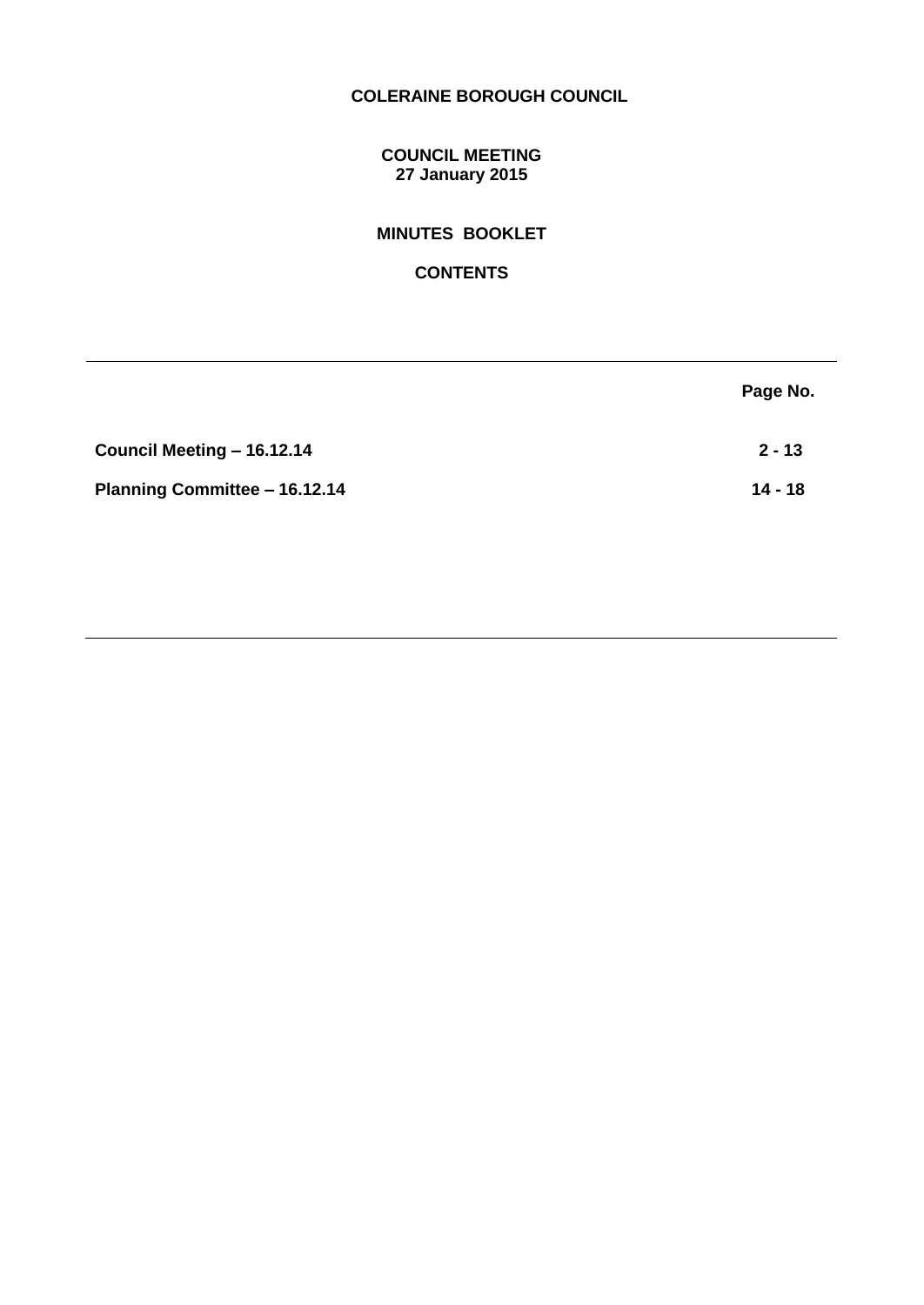# COLERAINE BOROUGH COUNCIL

## COUNCIL MEETING
**27 January 2015**

## MINUTES BOOKLET

## CONTENTS

| | Page No. |
|---|---|
| **Council Meeting – 16.12.14** | **2 - 13** |
| **Planning Committee – 16.12.14** | **14 - 18** |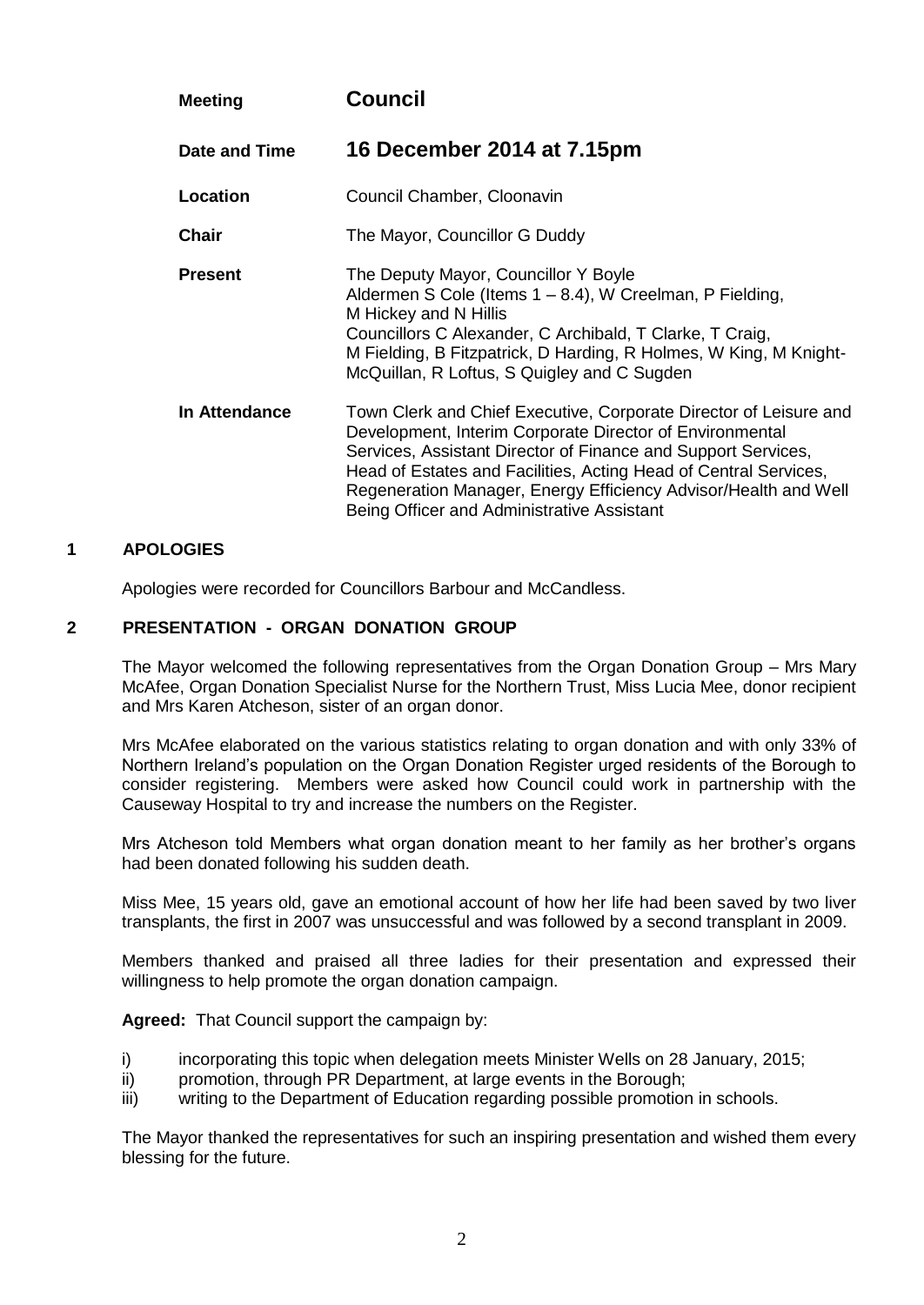| | |
|---|---|
| **Meeting** | **Council** |
| **Date and Time** | **16 December 2014 at 7.15pm** |
| **Location** | Council Chamber, Cloonavin |
| **Chair** | The Mayor, Councillor G Duddy |
| **Present** | The Deputy Mayor, Councillor Y Boyle<br>Aldermen S Cole (Items 1 – 8.4), W Creelman, P Fielding, M Hickey and N Hillis<br>Councillors C Alexander, C Archibald, T Clarke, T Craig, M Fielding, B Fitzpatrick, D Harding, R Holmes, W King, M Knight-McQuillan, R Loftus, S Quigley and C Sugden |
| **In Attendance** | Town Clerk and Chief Executive, Corporate Director of Leisure and Development, Interim Corporate Director of Environmental Services, Assistant Director of Finance and Support Services, Head of Estates and Facilities, Acting Head of Central Services, Regeneration Manager, Energy Efficiency Advisor/Health and Well Being Officer and Administrative Assistant |

## 1 APOLOGIES

Apologies were recorded for Councillors Barbour and McCandless.

## 2 PRESENTATION - ORGAN DONATION GROUP

The Mayor welcomed the following representatives from the Organ Donation Group – Mrs Mary McAfee, Organ Donation Specialist Nurse for the Northern Trust, Miss Lucia Mee, donor recipient and Mrs Karen Atcheson, sister of an organ donor.

Mrs McAfee elaborated on the various statistics relating to organ donation and with only 33% of Northern Ireland's population on the Organ Donation Register urged residents of the Borough to consider registering. Members were asked how Council could work in partnership with the Causeway Hospital to try and increase the numbers on the Register.

Mrs Atcheson told Members what organ donation meant to her family as her brother's organs had been donated following his sudden death.

Miss Mee, 15 years old, gave an emotional account of how her life had been saved by two liver transplants, the first in 2007 was unsuccessful and was followed by a second transplant in 2009.

Members thanked and praised all three ladies for their presentation and expressed their willingness to help promote the organ donation campaign.

**Agreed:** That Council support the campaign by:

i) incorporating this topic when delegation meets Minister Wells on 28 January, 2015;
ii) promotion, through PR Department, at large events in the Borough;
iii) writing to the Department of Education regarding possible promotion in schools.

The Mayor thanked the representatives for such an inspiring presentation and wished them every blessing for the future.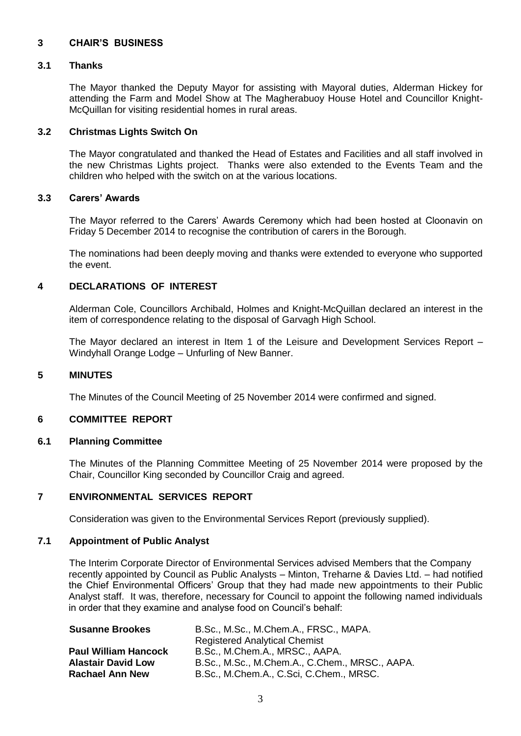## 3 CHAIR'S BUSINESS

### 3.1 Thanks

The Mayor thanked the Deputy Mayor for assisting with Mayoral duties, Alderman Hickey for attending the Farm and Model Show at The Magherabuoy House Hotel and Councillor Knight-McQuillan for visiting residential homes in rural areas.

### 3.2 Christmas Lights Switch On

The Mayor congratulated and thanked the Head of Estates and Facilities and all staff involved in the new Christmas Lights project. Thanks were also extended to the Events Team and the children who helped with the switch on at the various locations.

### 3.3 Carers' Awards

The Mayor referred to the Carers' Awards Ceremony which had been hosted at Cloonavin on Friday 5 December 2014 to recognise the contribution of carers in the Borough.

The nominations had been deeply moving and thanks were extended to everyone who supported the event.

## 4 DECLARATIONS OF INTEREST

Alderman Cole, Councillors Archibald, Holmes and Knight-McQuillan declared an interest in the item of correspondence relating to the disposal of Garvagh High School.

The Mayor declared an interest in Item 1 of the Leisure and Development Services Report – Windyhall Orange Lodge – Unfurling of New Banner.

## 5 MINUTES

The Minutes of the Council Meeting of 25 November 2014 were confirmed and signed.

## 6 COMMITTEE REPORT

### 6.1 Planning Committee

The Minutes of the Planning Committee Meeting of 25 November 2014 were proposed by the Chair, Councillor King seconded by Councillor Craig and agreed.

## 7 ENVIRONMENTAL SERVICES REPORT

Consideration was given to the Environmental Services Report (previously supplied).

### 7.1 Appointment of Public Analyst

The Interim Corporate Director of Environmental Services advised Members that the Company recently appointed by Council as Public Analysts – Minton, Treharne & Davies Ltd. – had notified the Chief Environmental Officers' Group that they had made new appointments to their Public Analyst staff. It was, therefore, necessary for Council to appoint the following named individuals in order that they examine and analyse food on Council's behalf:

| | |
|---|---|
| **Susanne Brookes** | B.Sc., M.Sc., M.Chem.A., FRSC., MAPA. Registered Analytical Chemist |
| **Paul William Hancock** | B.Sc., M.Chem.A., MRSC., AAPA. |
| **Alastair David Low** | B.Sc., M.Sc., M.Chem.A., C.Chem., MRSC., AAPA. |
| **Rachael Ann New** | B.Sc., M.Chem.A., C.Sci, C.Chem., MRSC. |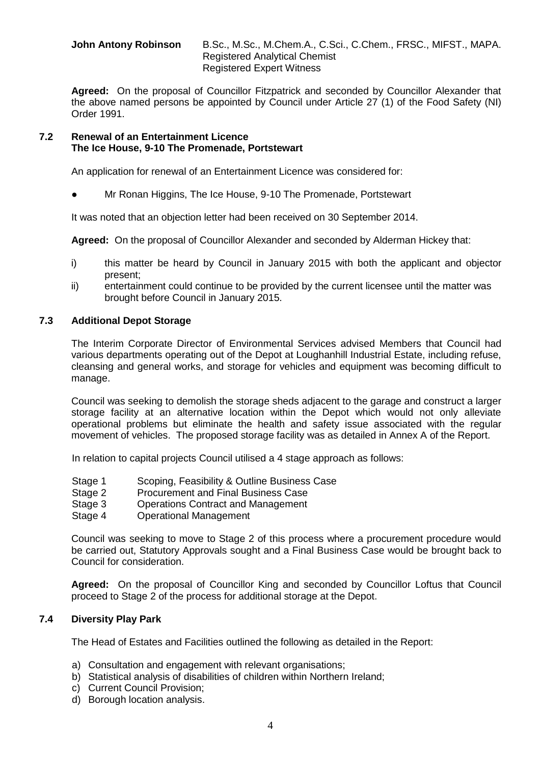**John Antony Robinson** B.Sc., M.Sc., M.Chem.A., C.Sci., C.Chem., FRSC., MIFST., MAPA.
Registered Analytical Chemist
Registered Expert Witness

**Agreed:** On the proposal of Councillor Fitzpatrick and seconded by Councillor Alexander that the above named persons be appointed by Council under Article 27 (1) of the Food Safety (NI) Order 1991.

### 7.2 Renewal of an Entertainment Licence The Ice House, 9-10 The Promenade, Portstewart

An application for renewal of an Entertainment Licence was considered for:

- Mr Ronan Higgins, The Ice House, 9-10 The Promenade, Portstewart

It was noted that an objection letter had been received on 30 September 2014.

**Agreed:** On the proposal of Councillor Alexander and seconded by Alderman Hickey that:

i) this matter be heard by Council in January 2015 with both the applicant and objector present;
ii) entertainment could continue to be provided by the current licensee until the matter was brought before Council in January 2015.

### 7.3 Additional Depot Storage

The Interim Corporate Director of Environmental Services advised Members that Council had various departments operating out of the Depot at Loughanhill Industrial Estate, including refuse, cleansing and general works, and storage for vehicles and equipment was becoming difficult to manage.

Council was seeking to demolish the storage sheds adjacent to the garage and construct a larger storage facility at an alternative location within the Depot which would not only alleviate operational problems but eliminate the health and safety issue associated with the regular movement of vehicles. The proposed storage facility was as detailed in Annex A of the Report.

In relation to capital projects Council utilised a 4 stage approach as follows:

- Stage 1 Scoping, Feasibility & Outline Business Case
- Stage 2 Procurement and Final Business Case
- Stage 3 Operations Contract and Management
- Stage 4 Operational Management

Council was seeking to move to Stage 2 of this process where a procurement procedure would be carried out, Statutory Approvals sought and a Final Business Case would be brought back to Council for consideration.

**Agreed:** On the proposal of Councillor King and seconded by Councillor Loftus that Council proceed to Stage 2 of the process for additional storage at the Depot.

### 7.4 Diversity Play Park

The Head of Estates and Facilities outlined the following as detailed in the Report:

a) Consultation and engagement with relevant organisations;
b) Statistical analysis of disabilities of children within Northern Ireland;
c) Current Council Provision;
d) Borough location analysis.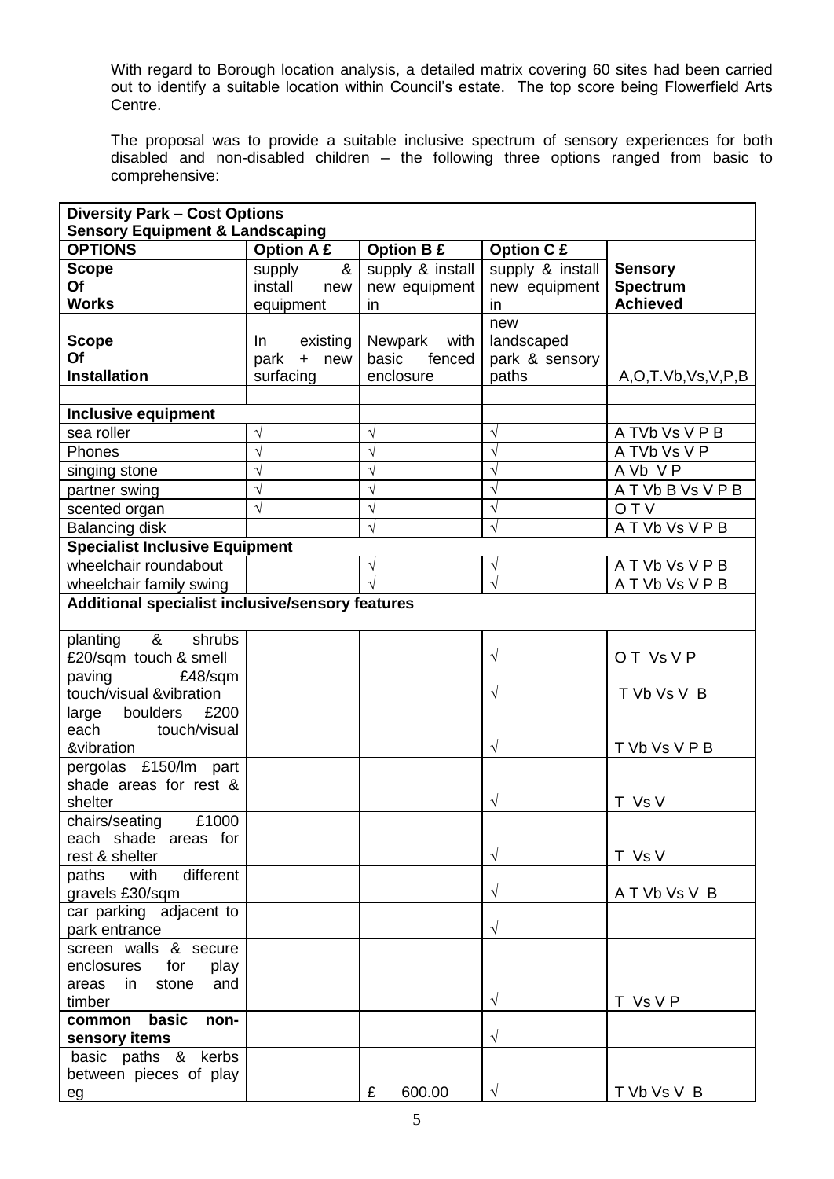With regard to Borough location analysis, a detailed matrix covering 60 sites had been carried out to identify a suitable location within Council's estate. The top score being Flowerfield Arts Centre.

The proposal was to provide a suitable inclusive spectrum of sensory experiences for both disabled and non-disabled children – the following three options ranged from basic to comprehensive:

| **Diversity Park – Cost Options<br>Sensory Equipment & Landscaping** | | | | |
|---|---|---|---|---|
| **OPTIONS** | **Option A £** | **Option B £** | **Option C £** | |
| **Scope Of Works** | supply & install new equipment | supply & install new equipment in | supply & install new equipment in | **Sensory Spectrum Achieved** |
| **Scope Of Installation** | In existing park + new surfacing | Newpark with basic fenced enclosure | new landscaped park & sensory paths | A,O,T.Vb,Vs,V,P,B |
| | | | | |
| **Inclusive equipment** | | | | |
| sea roller | √ | √ | √ | A TVb Vs V P B |
| Phones | √ | √ | √ | A TVb Vs V P |
| singing stone | √ | √ | √ | A Vb V P |
| partner swing | √ | √ | √ | A T Vb B Vs V P B |
| scented organ | √ | √ | √ | O T V |
| Balancing disk | | √ | √ | A T Vb Vs V P B |
| **Specialist Inclusive Equipment** | | | | |
| wheelchair roundabout | | √ | √ | A T Vb Vs V P B |
| wheelchair family swing | | √ | √ | A T Vb Vs V P B |
| **Additional specialist inclusive/sensory features** | | | | |
| planting & shrubs £20/sqm touch & smell | | | √ | O T Vs V P |
| paving £48/sqm touch/visual &vibration | | | √ | T Vb Vs V B |
| large boulders £200 each touch/visual &vibration | | | √ | T Vb Vs V P B |
| pergolas £150/lm part shade areas for rest & shelter | | | √ | T Vs V |
| chairs/seating £1000 each shade areas for rest & shelter | | | √ | T Vs V |
| paths with different gravels £30/sqm | | | √ | A T Vb Vs V B |
| car parking adjacent to park entrance | | | √ | |
| screen walls & secure enclosures for play areas in stone and timber | | | √ | T Vs V P |
| **common basic non-sensory items** | | | √ | |
| basic paths & kerbs between pieces of play eg | | £ 600.00 | √ | T Vb Vs V B |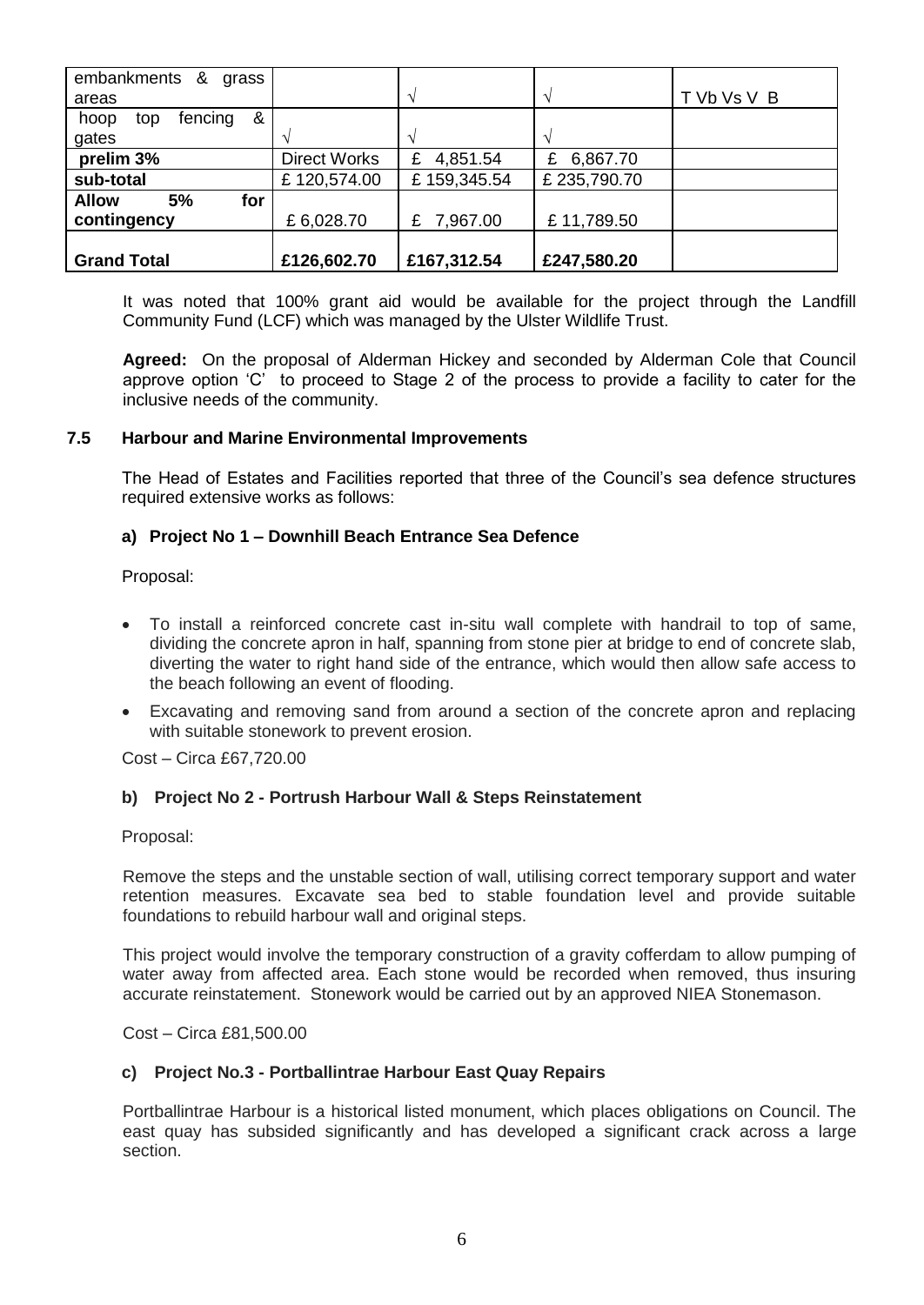| embankments & grass areas | | √ | √ | T Vb Vs V B |
|---|---|---|---|---|
| hoop top fencing & gates | √ | √ | √ | |
| **prelim 3%** | Direct Works | £ 4,851.54 | £ 6,867.70 | |
| **sub-total** | £ 120,574.00 | £ 159,345.54 | £ 235,790.70 | |
| **Allow 5% for contingency** | £ 6,028.70 | £ 7,967.00 | £ 11,789.50 | |
| **Grand Total** | **£126,602.70** | **£167,312.54** | **£247,580.20** | |

It was noted that 100% grant aid would be available for the project through the Landfill Community Fund (LCF) which was managed by the Ulster Wildlife Trust.

**Agreed:** On the proposal of Alderman Hickey and seconded by Alderman Cole that Council approve option 'C' to proceed to Stage 2 of the process to provide a facility to cater for the inclusive needs of the community.

### 7.5 Harbour and Marine Environmental Improvements

The Head of Estates and Facilities reported that three of the Council's sea defence structures required extensive works as follows:

#### a) Project No 1 – Downhill Beach Entrance Sea Defence

Proposal:

- To install a reinforced concrete cast in-situ wall complete with handrail to top of same, dividing the concrete apron in half, spanning from stone pier at bridge to end of concrete slab, diverting the water to right hand side of the entrance, which would then allow safe access to the beach following an event of flooding.
- Excavating and removing sand from around a section of the concrete apron and replacing with suitable stonework to prevent erosion.

Cost – Circa £67,720.00

#### b) Project No 2 - Portrush Harbour Wall & Steps Reinstatement

Proposal:

Remove the steps and the unstable section of wall, utilising correct temporary support and water retention measures. Excavate sea bed to stable foundation level and provide suitable foundations to rebuild harbour wall and original steps.

This project would involve the temporary construction of a gravity cofferdam to allow pumping of water away from affected area. Each stone would be recorded when removed, thus insuring accurate reinstatement. Stonework would be carried out by an approved NIEA Stonemason.

Cost – Circa £81,500.00

#### c) Project No.3 - Portballintrae Harbour East Quay Repairs

Portballintrae Harbour is a historical listed monument, which places obligations on Council. The east quay has subsided significantly and has developed a significant crack across a large section.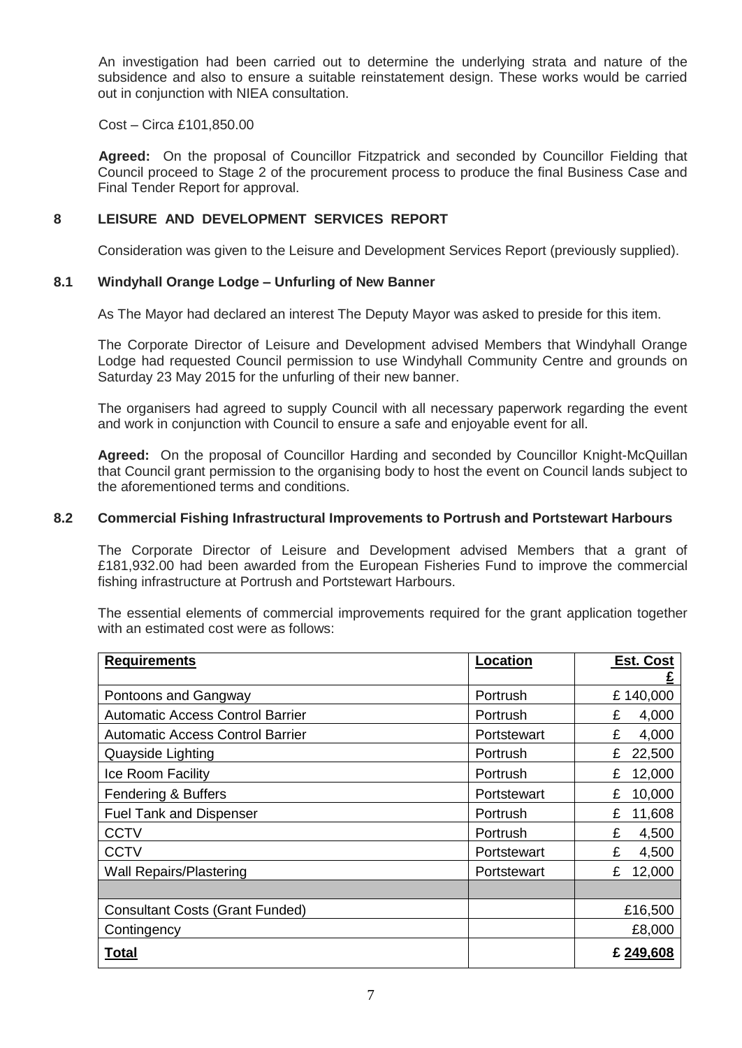An investigation had been carried out to determine the underlying strata and nature of the subsidence and also to ensure a suitable reinstatement design. These works would be carried out in conjunction with NIEA consultation.

Cost – Circa £101,850.00

**Agreed:** On the proposal of Councillor Fitzpatrick and seconded by Councillor Fielding that Council proceed to Stage 2 of the procurement process to produce the final Business Case and Final Tender Report for approval.

## 8 LEISURE AND DEVELOPMENT SERVICES REPORT

Consideration was given to the Leisure and Development Services Report (previously supplied).

### 8.1 Windyhall Orange Lodge – Unfurling of New Banner

As The Mayor had declared an interest The Deputy Mayor was asked to preside for this item.

The Corporate Director of Leisure and Development advised Members that Windyhall Orange Lodge had requested Council permission to use Windyhall Community Centre and grounds on Saturday 23 May 2015 for the unfurling of their new banner.

The organisers had agreed to supply Council with all necessary paperwork regarding the event and work in conjunction with Council to ensure a safe and enjoyable event for all.

**Agreed:** On the proposal of Councillor Harding and seconded by Councillor Knight-McQuillan that Council grant permission to the organising body to host the event on Council lands subject to the aforementioned terms and conditions.

### 8.2 Commercial Fishing Infrastructural Improvements to Portrush and Portstewart Harbours

The Corporate Director of Leisure and Development advised Members that a grant of £181,932.00 had been awarded from the European Fisheries Fund to improve the commercial fishing infrastructure at Portrush and Portstewart Harbours.

The essential elements of commercial improvements required for the grant application together with an estimated cost were as follows:

| Requirements | Location | Est. Cost £ |
|---|---|---|
| Pontoons and Gangway | Portrush | £ 140,000 |
| Automatic Access Control Barrier | Portrush | £ 4,000 |
| Automatic Access Control Barrier | Portstewart | £ 4,000 |
| Quayside Lighting | Portrush | £ 22,500 |
| Ice Room Facility | Portrush | £ 12,000 |
| Fendering & Buffers | Portstewart | £ 10,000 |
| Fuel Tank and Dispenser | Portrush | £ 11,608 |
| CCTV | Portrush | £ 4,500 |
| CCTV | Portstewart | £ 4,500 |
| Wall Repairs/Plastering | Portstewart | £ 12,000 |
| | | |
| Consultant Costs (Grant Funded) | | £16,500 |
| Contingency | | £8,000 |
| **Total** | | **£ 249,608** |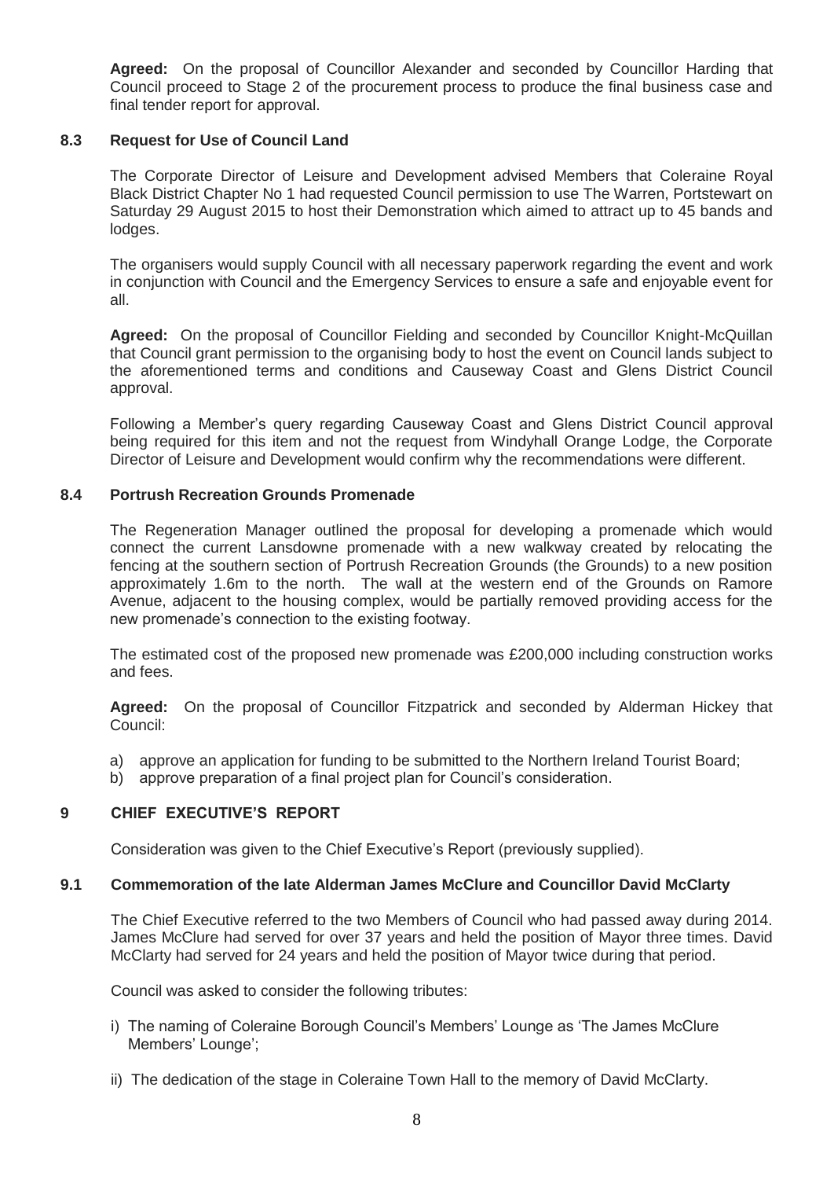**Agreed:** On the proposal of Councillor Alexander and seconded by Councillor Harding that Council proceed to Stage 2 of the procurement process to produce the final business case and final tender report for approval.

### 8.3 Request for Use of Council Land

The Corporate Director of Leisure and Development advised Members that Coleraine Royal Black District Chapter No 1 had requested Council permission to use The Warren, Portstewart on Saturday 29 August 2015 to host their Demonstration which aimed to attract up to 45 bands and lodges.

The organisers would supply Council with all necessary paperwork regarding the event and work in conjunction with Council and the Emergency Services to ensure a safe and enjoyable event for all.

**Agreed:** On the proposal of Councillor Fielding and seconded by Councillor Knight-McQuillan that Council grant permission to the organising body to host the event on Council lands subject to the aforementioned terms and conditions and Causeway Coast and Glens District Council approval.

Following a Member's query regarding Causeway Coast and Glens District Council approval being required for this item and not the request from Windyhall Orange Lodge, the Corporate Director of Leisure and Development would confirm why the recommendations were different.

### 8.4 Portrush Recreation Grounds Promenade

The Regeneration Manager outlined the proposal for developing a promenade which would connect the current Lansdowne promenade with a new walkway created by relocating the fencing at the southern section of Portrush Recreation Grounds (the Grounds) to a new position approximately 1.6m to the north. The wall at the western end of the Grounds on Ramore Avenue, adjacent to the housing complex, would be partially removed providing access for the new promenade's connection to the existing footway.

The estimated cost of the proposed new promenade was £200,000 including construction works and fees.

**Agreed:** On the proposal of Councillor Fitzpatrick and seconded by Alderman Hickey that Council:

a) approve an application for funding to be submitted to the Northern Ireland Tourist Board;
b) approve preparation of a final project plan for Council's consideration.

## 9 CHIEF EXECUTIVE'S REPORT

Consideration was given to the Chief Executive's Report (previously supplied).

### 9.1 Commemoration of the late Alderman James McClure and Councillor David McClarty

The Chief Executive referred to the two Members of Council who had passed away during 2014. James McClure had served for over 37 years and held the position of Mayor three times. David McClarty had served for 24 years and held the position of Mayor twice during that period.

Council was asked to consider the following tributes:

i) The naming of Coleraine Borough Council's Members' Lounge as 'The James McClure Members' Lounge';

ii) The dedication of the stage in Coleraine Town Hall to the memory of David McClarty.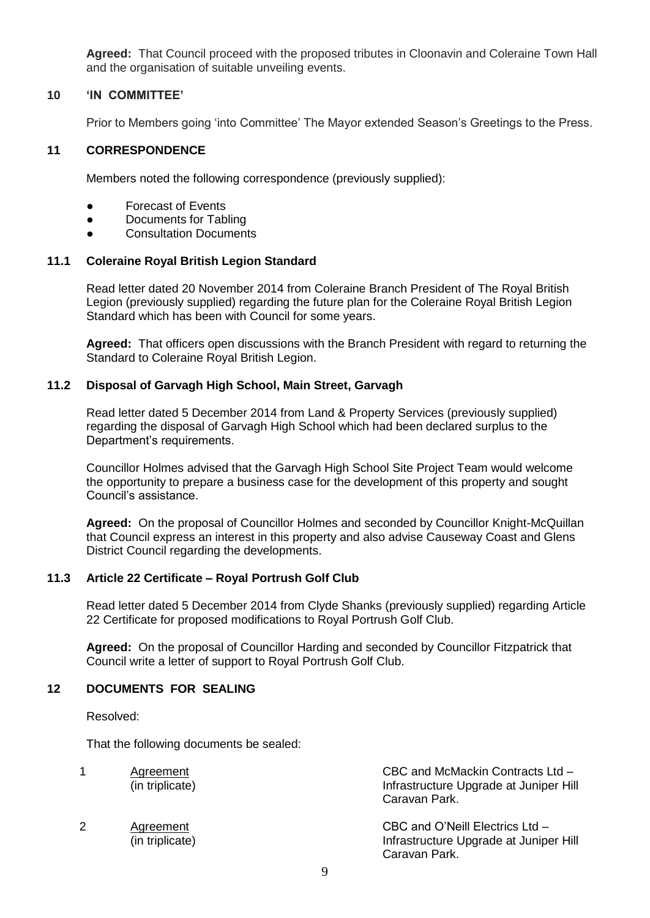**Agreed:** That Council proceed with the proposed tributes in Cloonavin and Coleraine Town Hall and the organisation of suitable unveiling events.

## 10 'IN COMMITTEE'

Prior to Members going 'into Committee' The Mayor extended Season's Greetings to the Press.

## 11 CORRESPONDENCE

Members noted the following correspondence (previously supplied):

- Forecast of Events
- Documents for Tabling
- Consultation Documents

### 11.1 Coleraine Royal British Legion Standard

Read letter dated 20 November 2014 from Coleraine Branch President of The Royal British Legion (previously supplied) regarding the future plan for the Coleraine Royal British Legion Standard which has been with Council for some years.

**Agreed:** That officers open discussions with the Branch President with regard to returning the Standard to Coleraine Royal British Legion.

### 11.2 Disposal of Garvagh High School, Main Street, Garvagh

Read letter dated 5 December 2014 from Land & Property Services (previously supplied) regarding the disposal of Garvagh High School which had been declared surplus to the Department's requirements.

Councillor Holmes advised that the Garvagh High School Site Project Team would welcome the opportunity to prepare a business case for the development of this property and sought Council's assistance.

**Agreed:** On the proposal of Councillor Holmes and seconded by Councillor Knight-McQuillan that Council express an interest in this property and also advise Causeway Coast and Glens District Council regarding the developments.

### 11.3 Article 22 Certificate – Royal Portrush Golf Club

Read letter dated 5 December 2014 from Clyde Shanks (previously supplied) regarding Article 22 Certificate for proposed modifications to Royal Portrush Golf Club.

**Agreed:** On the proposal of Councillor Harding and seconded by Councillor Fitzpatrick that Council write a letter of support to Royal Portrush Golf Club.

## 12 DOCUMENTS FOR SEALING

Resolved:

That the following documents be sealed:

| | | |
|---|---|---|
| 1 | Agreement (in triplicate) | CBC and McMackin Contracts Ltd – Infrastructure Upgrade at Juniper Hill Caravan Park. |
| 2 | Agreement (in triplicate) | CBC and O'Neill Electrics Ltd – Infrastructure Upgrade at Juniper Hill Caravan Park. |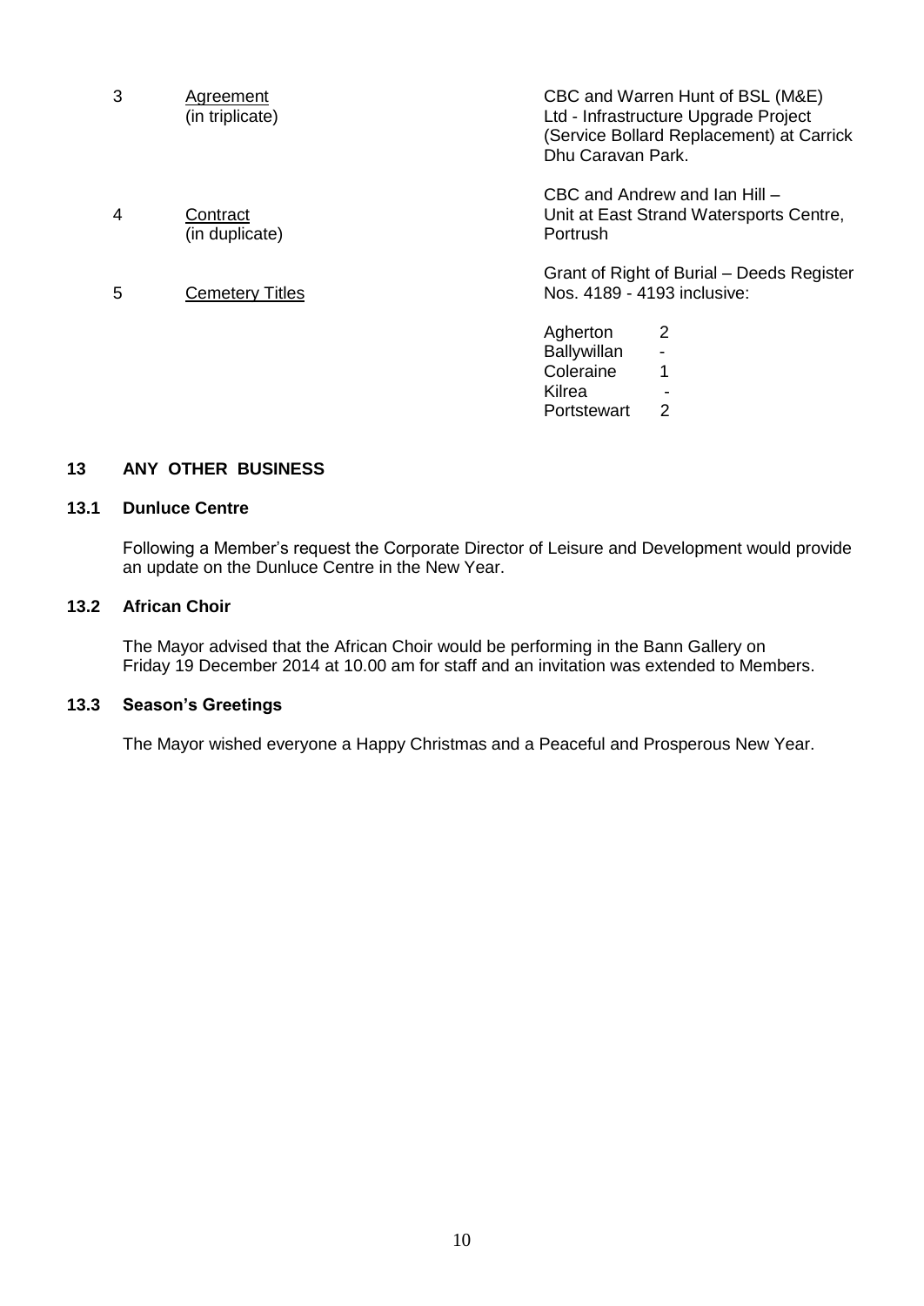| | | |
|---|---|---|
| 3 | Agreement (in triplicate) | CBC and Warren Hunt of BSL (M&E) Ltd - Infrastructure Upgrade Project (Service Bollard Replacement) at Carrick Dhu Caravan Park. |
| 4 | Contract (in duplicate) | CBC and Andrew and Ian Hill – Unit at East Strand Watersports Centre, Portrush |
| 5 | Cemetery Titles | Grant of Right of Burial – Deeds Register Nos. 4189 - 4193 inclusive: |

| | |
|---|---|
| Agherton | 2 |
| Ballywillan | - |
| Coleraine | 1 |
| Kilrea | - |
| Portstewart | 2 |

## 13 ANY OTHER BUSINESS

### 13.1 Dunluce Centre

Following a Member's request the Corporate Director of Leisure and Development would provide an update on the Dunluce Centre in the New Year.

### 13.2 African Choir

The Mayor advised that the African Choir would be performing in the Bann Gallery on Friday 19 December 2014 at 10.00 am for staff and an invitation was extended to Members.

### 13.3 Season's Greetings

The Mayor wished everyone a Happy Christmas and a Peaceful and Prosperous New Year.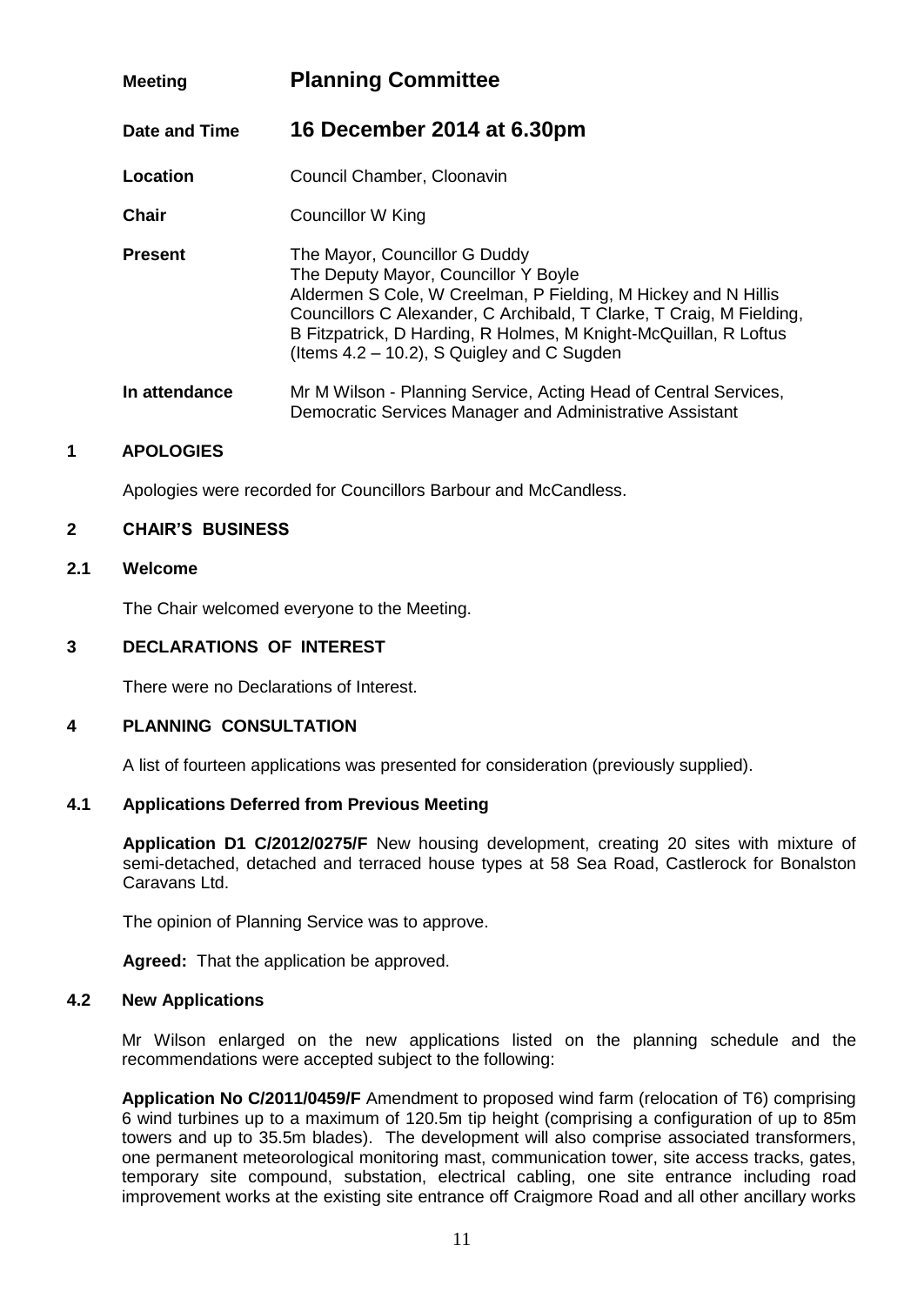| | |
|---|---|
| **Meeting** | **Planning Committee** |
| **Date and Time** | **16 December 2014 at 6.30pm** |
| **Location** | Council Chamber, Cloonavin |
| **Chair** | Councillor W King |
| **Present** | The Mayor, Councillor G Duddy<br>The Deputy Mayor, Councillor Y Boyle<br>Aldermen S Cole, W Creelman, P Fielding, M Hickey and N Hillis<br>Councillors C Alexander, C Archibald, T Clarke, T Craig, M Fielding, B Fitzpatrick, D Harding, R Holmes, M Knight-McQuillan, R Loftus (Items 4.2 – 10.2), S Quigley and C Sugden |
| **In attendance** | Mr M Wilson - Planning Service, Acting Head of Central Services, Democratic Services Manager and Administrative Assistant |

## 1 APOLOGIES

Apologies were recorded for Councillors Barbour and McCandless.

## 2 CHAIR'S BUSINESS

### 2.1 Welcome

The Chair welcomed everyone to the Meeting.

## 3 DECLARATIONS OF INTEREST

There were no Declarations of Interest.

## 4 PLANNING CONSULTATION

A list of fourteen applications was presented for consideration (previously supplied).

### 4.1 Applications Deferred from Previous Meeting

**Application D1 C/2012/0275/F** New housing development, creating 20 sites with mixture of semi-detached, detached and terraced house types at 58 Sea Road, Castlerock for Bonalston Caravans Ltd.

The opinion of Planning Service was to approve.

**Agreed:** That the application be approved.

### 4.2 New Applications

Mr Wilson enlarged on the new applications listed on the planning schedule and the recommendations were accepted subject to the following:

**Application No C/2011/0459/F** Amendment to proposed wind farm (relocation of T6) comprising 6 wind turbines up to a maximum of 120.5m tip height (comprising a configuration of up to 85m towers and up to 35.5m blades). The development will also comprise associated transformers, one permanent meteorological monitoring mast, communication tower, site access tracks, gates, temporary site compound, substation, electrical cabling, one site entrance including road improvement works at the existing site entrance off Craigmore Road and all other ancillary works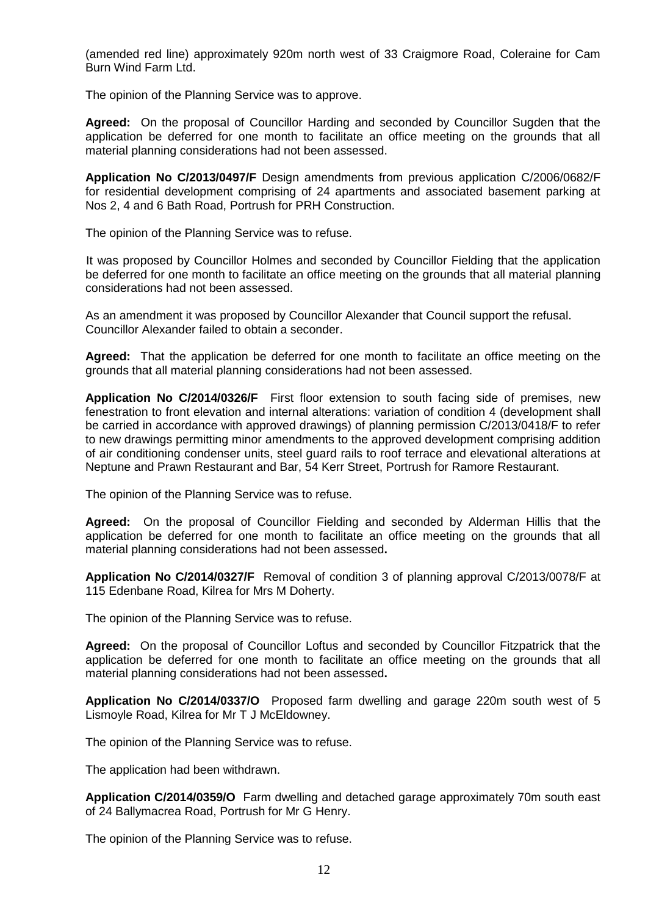(amended red line) approximately 920m north west of 33 Craigmore Road, Coleraine for Cam Burn Wind Farm Ltd.

The opinion of the Planning Service was to approve.

**Agreed:** On the proposal of Councillor Harding and seconded by Councillor Sugden that the application be deferred for one month to facilitate an office meeting on the grounds that all material planning considerations had not been assessed.

**Application No C/2013/0497/F** Design amendments from previous application C/2006/0682/F for residential development comprising of 24 apartments and associated basement parking at Nos 2, 4 and 6 Bath Road, Portrush for PRH Construction.

The opinion of the Planning Service was to refuse.

It was proposed by Councillor Holmes and seconded by Councillor Fielding that the application be deferred for one month to facilitate an office meeting on the grounds that all material planning considerations had not been assessed.

As an amendment it was proposed by Councillor Alexander that Council support the refusal. Councillor Alexander failed to obtain a seconder.

**Agreed:** That the application be deferred for one month to facilitate an office meeting on the grounds that all material planning considerations had not been assessed.

**Application No C/2014/0326/F** First floor extension to south facing side of premises, new fenestration to front elevation and internal alterations: variation of condition 4 (development shall be carried in accordance with approved drawings) of planning permission C/2013/0418/F to refer to new drawings permitting minor amendments to the approved development comprising addition of air conditioning condenser units, steel guard rails to roof terrace and elevational alterations at Neptune and Prawn Restaurant and Bar, 54 Kerr Street, Portrush for Ramore Restaurant.

The opinion of the Planning Service was to refuse.

**Agreed:** On the proposal of Councillor Fielding and seconded by Alderman Hillis that the application be deferred for one month to facilitate an office meeting on the grounds that all material planning considerations had not been assessed.

**Application No C/2014/0327/F** Removal of condition 3 of planning approval C/2013/0078/F at 115 Edenbane Road, Kilrea for Mrs M Doherty.

The opinion of the Planning Service was to refuse.

**Agreed:** On the proposal of Councillor Loftus and seconded by Councillor Fitzpatrick that the application be deferred for one month to facilitate an office meeting on the grounds that all material planning considerations had not been assessed.

**Application No C/2014/0337/O** Proposed farm dwelling and garage 220m south west of 5 Lismoyle Road, Kilrea for Mr T J McEldowney.

The opinion of the Planning Service was to refuse.

The application had been withdrawn.

**Application C/2014/0359/O** Farm dwelling and detached garage approximately 70m south east of 24 Ballymacrea Road, Portrush for Mr G Henry.

The opinion of the Planning Service was to refuse.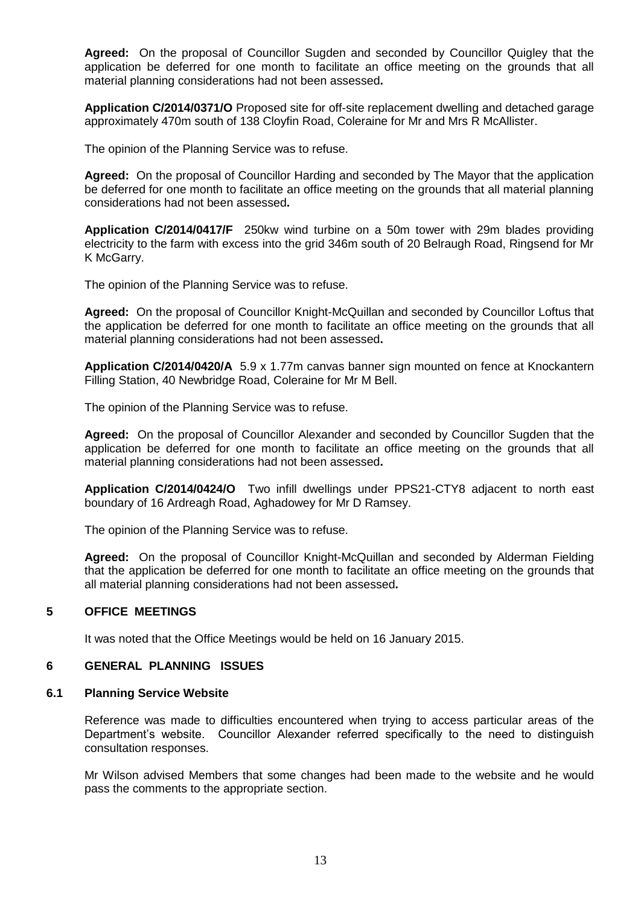**Agreed:** On the proposal of Councillor Sugden and seconded by Councillor Quigley that the application be deferred for one month to facilitate an office meeting on the grounds that all material planning considerations had not been assessed**.**

**Application C/2014/0371/O** Proposed site for off-site replacement dwelling and detached garage approximately 470m south of 138 Cloyfin Road, Coleraine for Mr and Mrs R McAllister.

The opinion of the Planning Service was to refuse.

**Agreed:** On the proposal of Councillor Harding and seconded by The Mayor that the application be deferred for one month to facilitate an office meeting on the grounds that all material planning considerations had not been assessed**.**

**Application C/2014/0417/F** 250kw wind turbine on a 50m tower with 29m blades providing electricity to the farm with excess into the grid 346m south of 20 Belraugh Road, Ringsend for Mr K McGarry.

The opinion of the Planning Service was to refuse.

**Agreed:** On the proposal of Councillor Knight-McQuillan and seconded by Councillor Loftus that the application be deferred for one month to facilitate an office meeting on the grounds that all material planning considerations had not been assessed**.**

**Application C/2014/0420/A** 5.9 x 1.77m canvas banner sign mounted on fence at Knockantern Filling Station, 40 Newbridge Road, Coleraine for Mr M Bell.

The opinion of the Planning Service was to refuse.

**Agreed:** On the proposal of Councillor Alexander and seconded by Councillor Sugden that the application be deferred for one month to facilitate an office meeting on the grounds that all material planning considerations had not been assessed**.**

**Application C/2014/0424/O** Two infill dwellings under PPS21-CTY8 adjacent to north east boundary of 16 Ardreagh Road, Aghadowey for Mr D Ramsey.

The opinion of the Planning Service was to refuse.

**Agreed:** On the proposal of Councillor Knight-McQuillan and seconded by Alderman Fielding that the application be deferred for one month to facilitate an office meeting on the grounds that all material planning considerations had not been assessed**.**

## 5 OFFICE MEETINGS

It was noted that the Office Meetings would be held on 16 January 2015.

## 6 GENERAL PLANNING ISSUES

### 6.1 Planning Service Website

Reference was made to difficulties encountered when trying to access particular areas of the Department's website. Councillor Alexander referred specifically to the need to distinguish consultation responses.

Mr Wilson advised Members that some changes had been made to the website and he would pass the comments to the appropriate section.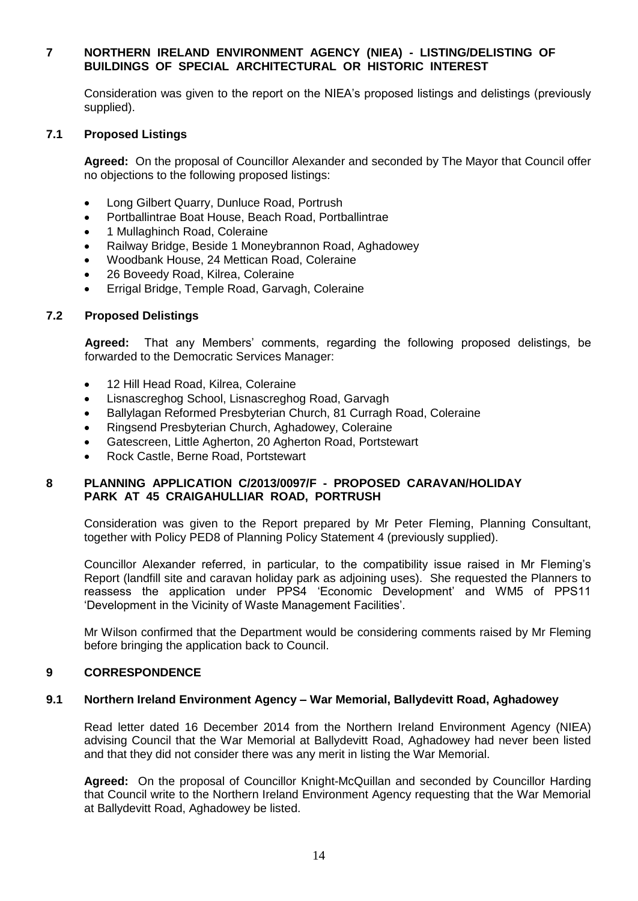## 7 NORTHERN IRELAND ENVIRONMENT AGENCY (NIEA) - LISTING/DELISTING OF BUILDINGS OF SPECIAL ARCHITECTURAL OR HISTORIC INTEREST

Consideration was given to the report on the NIEA's proposed listings and delistings (previously supplied).

### 7.1 Proposed Listings

**Agreed:** On the proposal of Councillor Alexander and seconded by The Mayor that Council offer no objections to the following proposed listings:

- Long Gilbert Quarry, Dunluce Road, Portrush
- Portballintrae Boat House, Beach Road, Portballintrae
- 1 Mullaghinch Road, Coleraine
- Railway Bridge, Beside 1 Moneybrannon Road, Aghadowey
- Woodbank House, 24 Mettican Road, Coleraine
- 26 Boveedy Road, Kilrea, Coleraine
- Errigal Bridge, Temple Road, Garvagh, Coleraine

### 7.2 Proposed Delistings

**Agreed:** That any Members' comments, regarding the following proposed delistings, be forwarded to the Democratic Services Manager:

- 12 Hill Head Road, Kilrea, Coleraine
- Lisnascreghog School, Lisnascreghog Road, Garvagh
- Ballylagan Reformed Presbyterian Church, 81 Curragh Road, Coleraine
- Ringsend Presbyterian Church, Aghadowey, Coleraine
- Gatescreen, Little Agherton, 20 Agherton Road, Portstewart
- Rock Castle, Berne Road, Portstewart

## 8 PLANNING APPLICATION C/2013/0097/F - PROPOSED CARAVAN/HOLIDAY PARK AT 45 CRAIGAHULLIAR ROAD, PORTRUSH

Consideration was given to the Report prepared by Mr Peter Fleming, Planning Consultant, together with Policy PED8 of Planning Policy Statement 4 (previously supplied).

Councillor Alexander referred, in particular, to the compatibility issue raised in Mr Fleming's Report (landfill site and caravan holiday park as adjoining uses). She requested the Planners to reassess the application under PPS4 'Economic Development' and WM5 of PPS11 'Development in the Vicinity of Waste Management Facilities'.

Mr Wilson confirmed that the Department would be considering comments raised by Mr Fleming before bringing the application back to Council.

## 9 CORRESPONDENCE

### 9.1 Northern Ireland Environment Agency – War Memorial, Ballydevitt Road, Aghadowey

Read letter dated 16 December 2014 from the Northern Ireland Environment Agency (NIEA) advising Council that the War Memorial at Ballydevitt Road, Aghadowey had never been listed and that they did not consider there was any merit in listing the War Memorial.

**Agreed:** On the proposal of Councillor Knight-McQuillan and seconded by Councillor Harding that Council write to the Northern Ireland Environment Agency requesting that the War Memorial at Ballydevitt Road, Aghadowey be listed.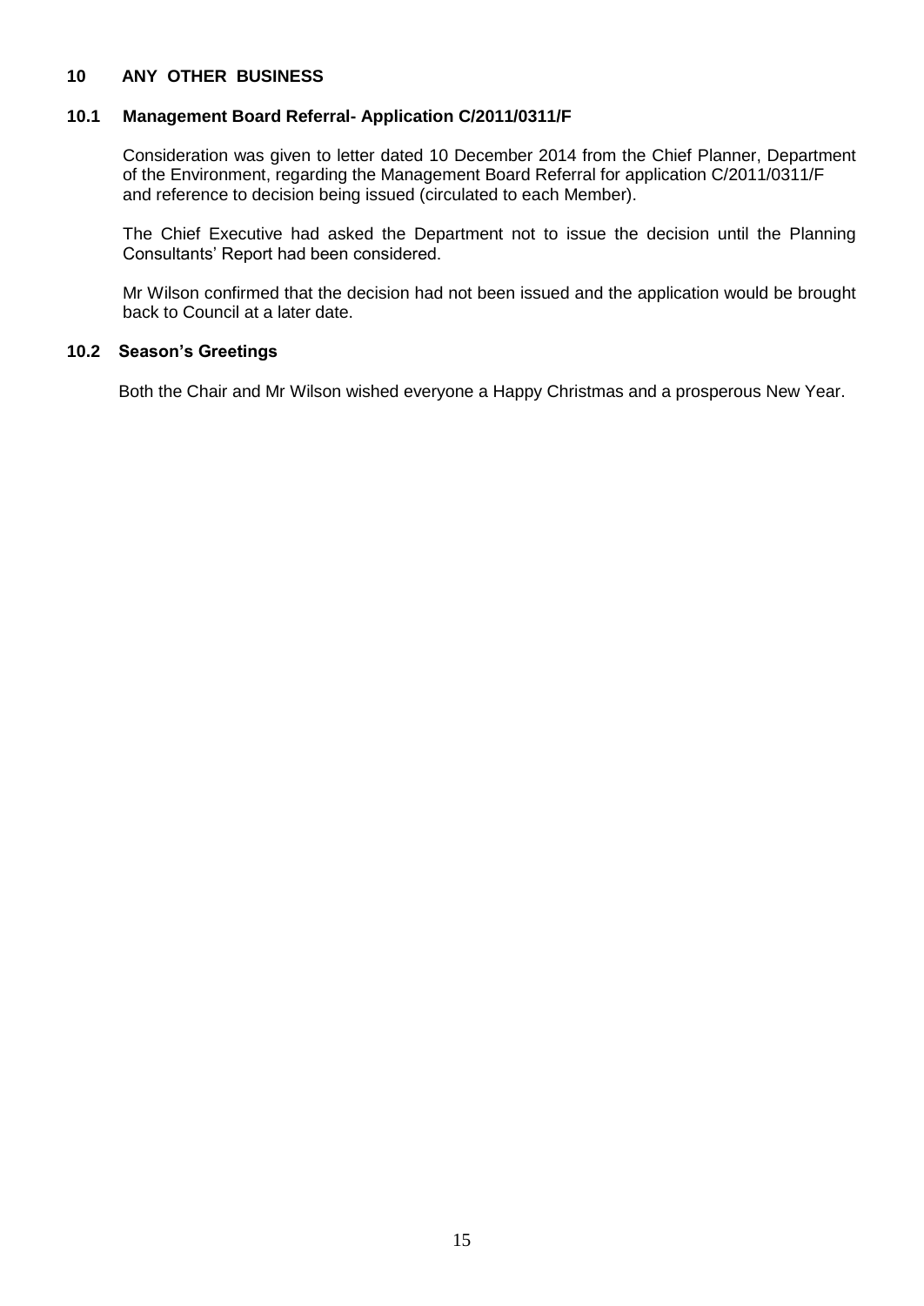## 10 ANY OTHER BUSINESS

### 10.1 Management Board Referral- Application C/2011/0311/F

Consideration was given to letter dated 10 December 2014 from the Chief Planner, Department of the Environment, regarding the Management Board Referral for application C/2011/0311/F and reference to decision being issued (circulated to each Member).

The Chief Executive had asked the Department not to issue the decision until the Planning Consultants' Report had been considered.

Mr Wilson confirmed that the decision had not been issued and the application would be brought back to Council at a later date.

### 10.2 Season's Greetings

Both the Chair and Mr Wilson wished everyone a Happy Christmas and a prosperous New Year.